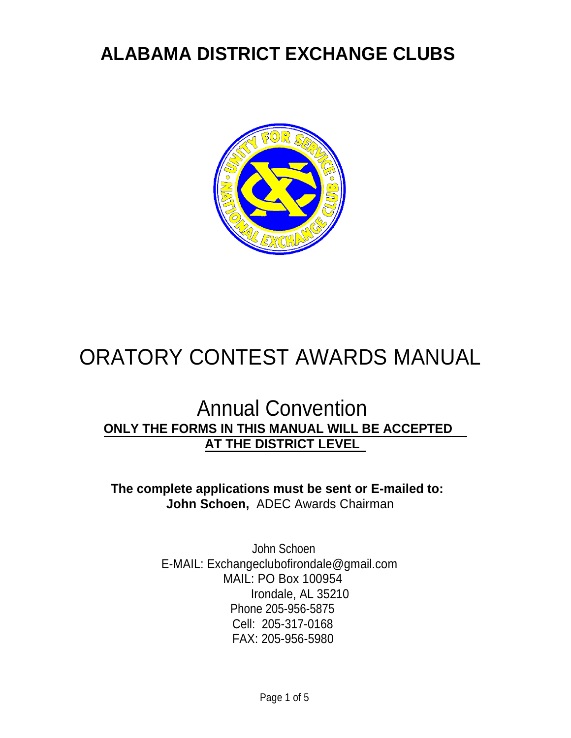# ALABAMA DISTRICT EXCHANGE CLUBS

# ORATORY CONTEST AWARDS MANUAL

## Annual Convention

**ONLY THE FORMS IN THIS MANUAL WILL BE ACCEPTED AT THE DISTRICT LEVEL**

**The complete applications must be sent or E-mailed to:**
**John Schoen,** ADEC Awards Chairman

John Schoen
E-MAIL: Exchangeclubofirondale@gmail.com
MAIL: PO Box 100954
Irondale, AL 35210
Phone 205-956-5875
Cell: 205-317-0168
FAX: 205-956-5980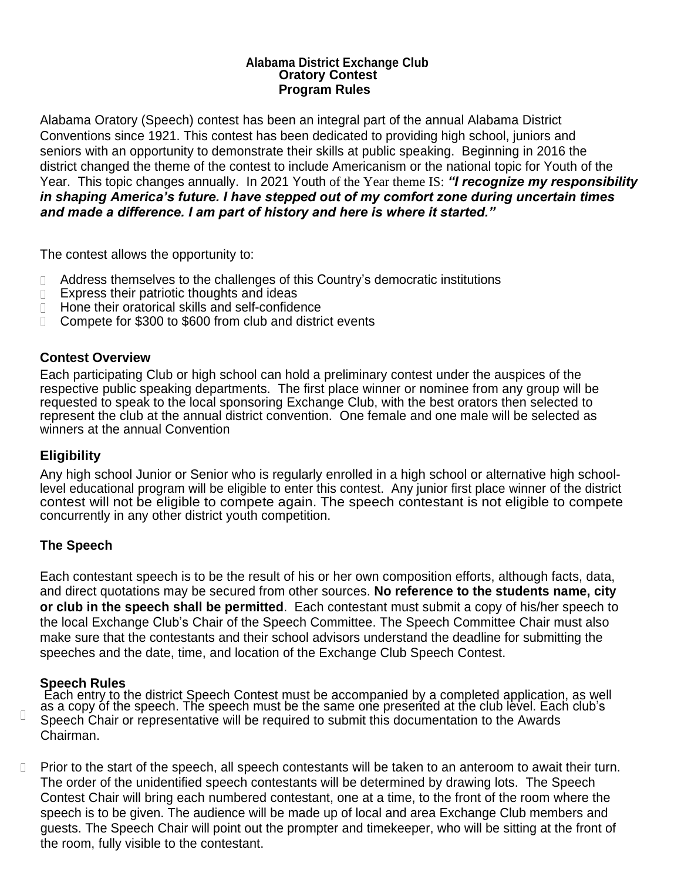**Alabama District Exchange Club**
**Oratory Contest**
**Program Rules**

Alabama Oratory (Speech) contest has been an integral part of the annual Alabama District Conventions since 1921. This contest has been dedicated to providing high school, juniors and seniors with an opportunity to demonstrate their skills at public speaking. Beginning in 2016 the district changed the theme of the contest to include Americanism or the national topic for Youth of the Year. This topic changes annually. In 2021 Youth of the Year theme IS: ***"I recognize my responsibility in shaping America's future. I have stepped out of my comfort zone during uncertain times and made a difference. I am part of history and here is where it started."***

The contest allows the opportunity to:

- Address themselves to the challenges of this Country's democratic institutions
- Express their patriotic thoughts and ideas
- Hone their oratorical skills and self-confidence
- Compete for $300 to $600 from club and district events

## Contest Overview

Each participating Club or high school can hold a preliminary contest under the auspices of the respective public speaking departments. The first place winner or nominee from any group will be requested to speak to the local sponsoring Exchange Club, with the best orators then selected to represent the club at the annual district convention. One female and one male will be selected as winners at the annual Convention

## Eligibility

Any high school Junior or Senior who is regularly enrolled in a high school or alternative high school-level educational program will be eligible to enter this contest. Any junior first place winner of the district contest will not be eligible to compete again. The speech contestant is not eligible to compete concurrently in any other district youth competition.

## The Speech

Each contestant speech is to be the result of his or her own composition efforts, although facts, data, and direct quotations may be secured from other sources. **No reference to the students name, city or club in the speech shall be permitted**. Each contestant must submit a copy of his/her speech to the local Exchange Club's Chair of the Speech Committee. The Speech Committee Chair must also make sure that the contestants and their school advisors understand the deadline for submitting the speeches and the date, time, and location of the Exchange Club Speech Contest.

## Speech Rules

- Each entry to the district Speech Contest must be accompanied by a completed application, as well as a copy of the speech. The speech must be the same one presented at the club level. Each club's Speech Chair or representative will be required to submit this documentation to the Awards Chairman.

- Prior to the start of the speech, all speech contestants will be taken to an anteroom to await their turn. The order of the unidentified speech contestants will be determined by drawing lots. The Speech Contest Chair will bring each numbered contestant, one at a time, to the front of the room where the speech is to be given. The audience will be made up of local and area Exchange Club members and guests. The Speech Chair will point out the prompter and timekeeper, who will be sitting at the front of the room, fully visible to the contestant.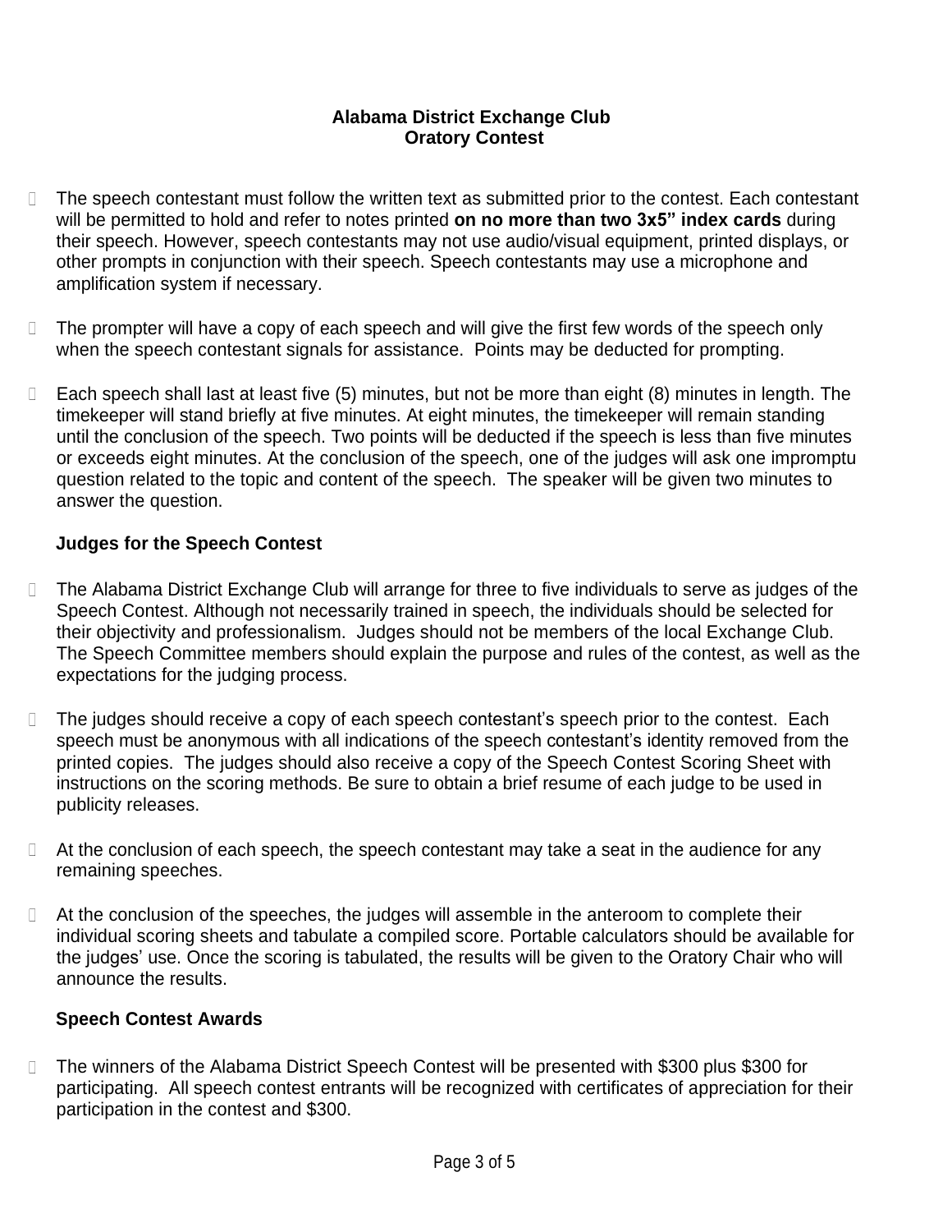**Alabama District Exchange Club**
**Oratory Contest**

- The speech contestant must follow the written text as submitted prior to the contest. Each contestant will be permitted to hold and refer to notes printed **on no more than two 3x5" index cards** during their speech. However, speech contestants may not use audio/visual equipment, printed displays, or other prompts in conjunction with their speech. Speech contestants may use a microphone and amplification system if necessary.

- The prompter will have a copy of each speech and will give the first few words of the speech only when the speech contestant signals for assistance. Points may be deducted for prompting.

- Each speech shall last at least five (5) minutes, but not be more than eight (8) minutes in length. The timekeeper will stand briefly at five minutes. At eight minutes, the timekeeper will remain standing until the conclusion of the speech. Two points will be deducted if the speech is less than five minutes or exceeds eight minutes. At the conclusion of the speech, one of the judges will ask one impromptu question related to the topic and content of the speech. The speaker will be given two minutes to answer the question.

**Judges for the Speech Contest**

- The Alabama District Exchange Club will arrange for three to five individuals to serve as judges of the Speech Contest. Although not necessarily trained in speech, the individuals should be selected for their objectivity and professionalism. Judges should not be members of the local Exchange Club. The Speech Committee members should explain the purpose and rules of the contest, as well as the expectations for the judging process.

- The judges should receive a copy of each speech contestant's speech prior to the contest. Each speech must be anonymous with all indications of the speech contestant's identity removed from the printed copies. The judges should also receive a copy of the Speech Contest Scoring Sheet with instructions on the scoring methods. Be sure to obtain a brief resume of each judge to be used in publicity releases.

- At the conclusion of each speech, the speech contestant may take a seat in the audience for any remaining speeches.

- At the conclusion of the speeches, the judges will assemble in the anteroom to complete their individual scoring sheets and tabulate a compiled score. Portable calculators should be available for the judges' use. Once the scoring is tabulated, the results will be given to the Oratory Chair who will announce the results.

**Speech Contest Awards**

- The winners of the Alabama District Speech Contest will be presented with $300 plus $300 for participating. All speech contest entrants will be recognized with certificates of appreciation for their participation in the contest and $300.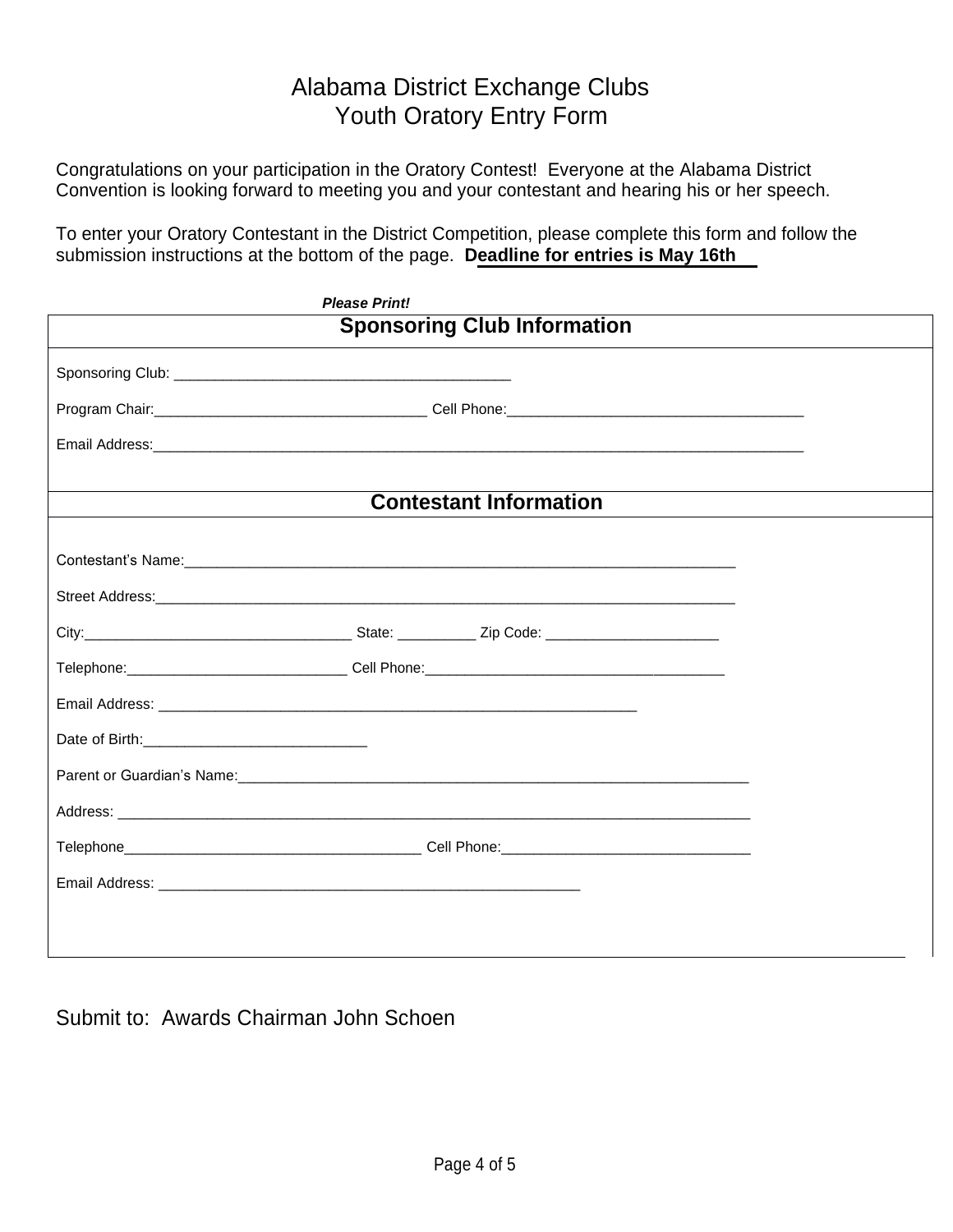# Alabama District Exchange Clubs
# Youth Oratory Entry Form

Congratulations on your participation in the Oratory Contest! Everyone at the Alabama District Convention is looking forward to meeting you and your contestant and hearing his or her speech.

To enter your Oratory Contestant in the District Competition, please complete this form and follow the submission instructions at the bottom of the page. **Deadline for entries is May 16th**

***Please Print!***

## Sponsoring Club Information

Sponsoring Club: ________________________________________

Program Chair:_________________________________ Cell Phone:____________________________________

Email Address:________________________________________________________________________________

## Contestant Information

Contestant's Name:_________________________________________________________________

Street Address:____________________________________________________________________

City:_________________________________ State: _________ Zip Code: _____________________

Telephone:___________________________ Cell Phone:_____________________________________

Email Address: __________________________________________________________

Date of Birth:___________________________

Parent or Guardian's Name:________________________________________________________________

Address: ________________________________________________________________________________

Telephone_____________________________________ Cell Phone:_______________________________

Email Address: ___________________________________________________

Submit to: Awards Chairman John Schoen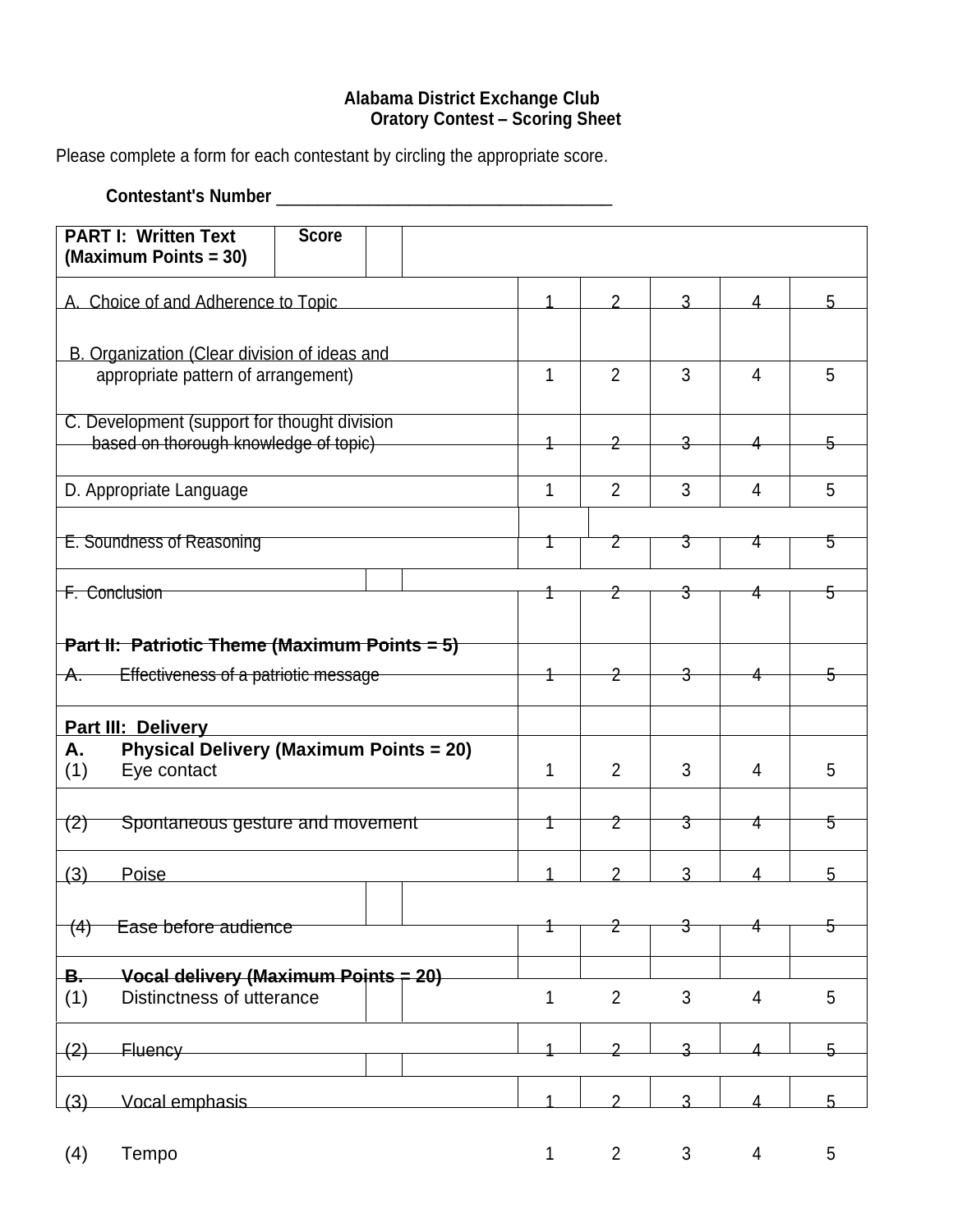**Alabama District Exchange Club**
**Oratory Contest – Scoring Sheet**

Please complete a form for each contestant by circling the appropriate score.

**Contestant's Number** ______________________________________

| **PART I: Written Text (Maximum Points = 30)** | **Score** | | | | |
|---|---|---|---|---|---|
| A. Choice of and Adherence to Topic | 1 | 2 | 3 | 4 | 5 |
| B. Organization (Clear division of ideas and appropriate pattern of arrangement) | 1 | 2 | 3 | 4 | 5 |
| C. Development (support for thought division based on thorough knowledge of topic) | 1 | 2 | 3 | 4 | 5 |
| D. Appropriate Language | 1 | 2 | 3 | 4 | 5 |
| E. Soundness of Reasoning | 1 | 2 | 3 | 4 | 5 |
| F. Conclusion | 1 | 2 | 3 | 4 | 5 |
| **Part II: Patriotic Theme (Maximum Points = 5)** | | | | | |
| A. Effectiveness of a patriotic message | 1 | 2 | 3 | 4 | 5 |
| **Part III: Delivery** | | | | | |
| **A. Physical Delivery (Maximum Points = 20)** | | | | | |
| (1) Eye contact | 1 | 2 | 3 | 4 | 5 |
| (2) Spontaneous gesture and movement | 1 | 2 | 3 | 4 | 5 |
| (3) Poise | 1 | 2 | 3 | 4 | 5 |
| (4) Ease before audience | 1 | 2 | 3 | 4 | 5 |
| **B. Vocal delivery (Maximum Points = 20)** | | | | | |
| (1) Distinctness of utterance | 1 | 2 | 3 | 4 | 5 |
| (2) Fluency | 1 | 2 | 3 | 4 | 5 |
| (3) Vocal emphasis | 1 | 2 | 3 | 4 | 5 |
| (4) Tempo | 1 | 2 | 3 | 4 | 5 |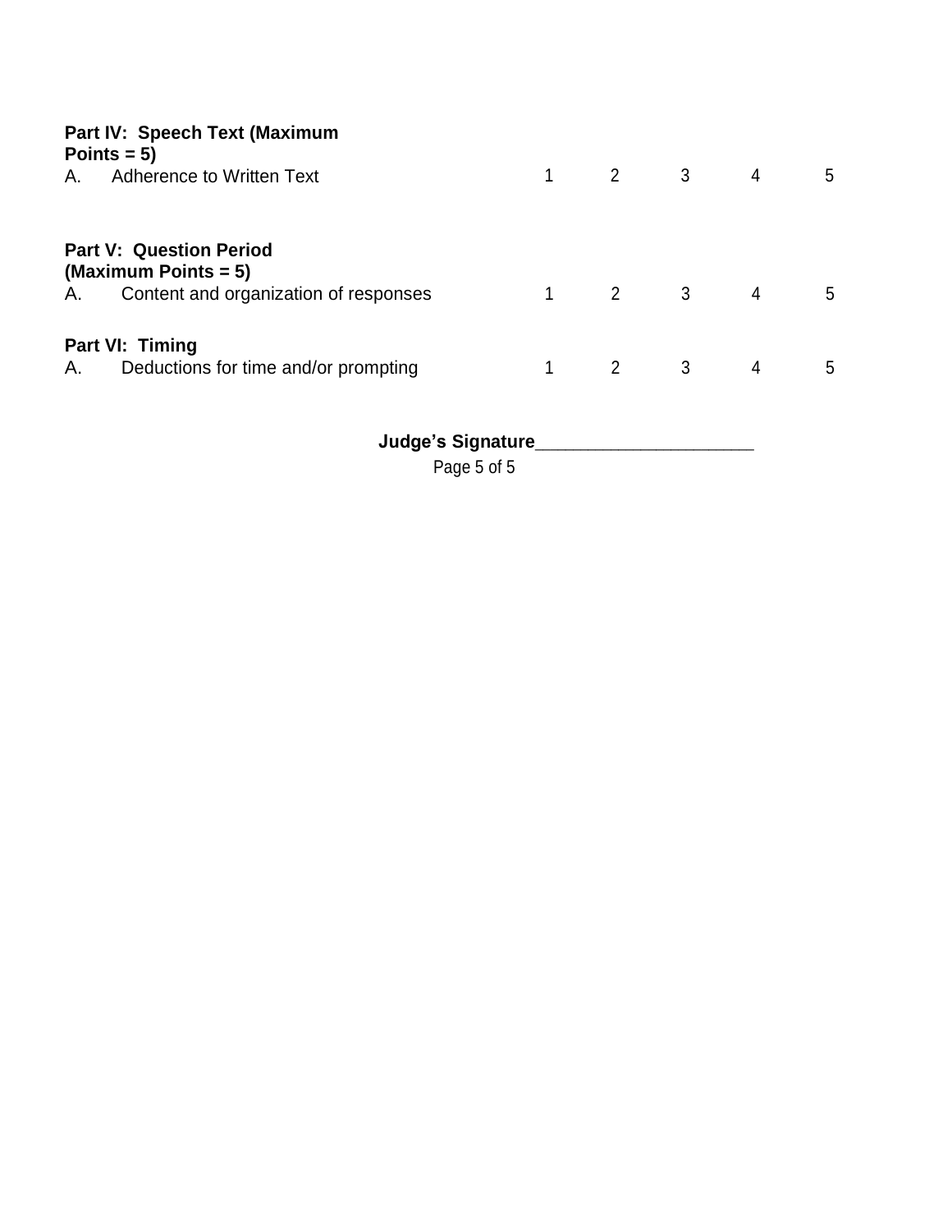**Part IV: Speech Text (Maximum Points = 5)**

| | | | | | |
|---|---|---|---|---|---|
| A. Adherence to Written Text | 1 | 2 | 3 | 4 | 5 |

**Part V: Question Period (Maximum Points = 5)**

| | | | | | |
|---|---|---|---|---|---|
| A. Content and organization of responses | 1 | 2 | 3 | 4 | 5 |

**Part VI: Timing**

| | | | | | |
|---|---|---|---|---|---|
| A. Deductions for time and/or prompting | 1 | 2 | 3 | 4 | 5 |

**Judge's Signature**______________________